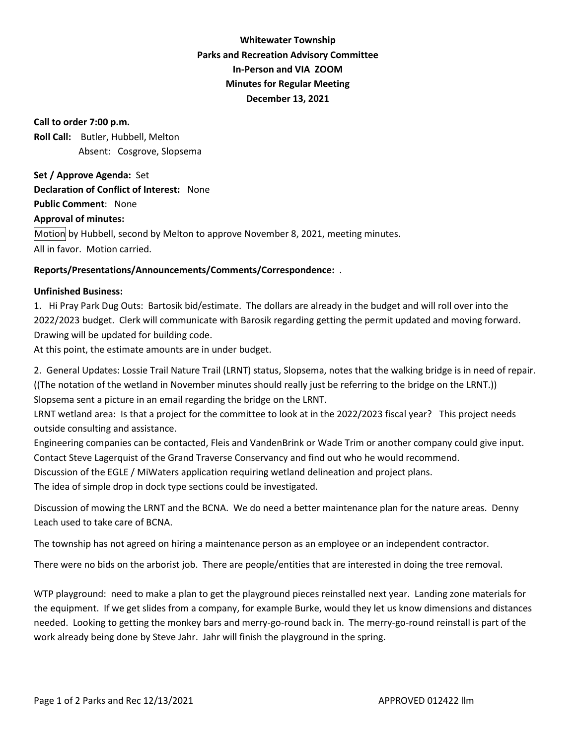**Whitewater Township**
**Parks and Recreation Advisory Committee**
**In-Person and VIA ZOOM**
**Minutes for Regular Meeting**
**December 13, 2021**

**Call to order 7:00 p.m.**

**Roll Call:** Butler, Hubbell, Melton
Absent: Cosgrove, Slopsema

**Set / Approve Agenda:** Set
**Declaration of Conflict of Interest:** None
**Public Comment**: None
**Approval of minutes:**
Motion by Hubbell, second by Melton to approve November 8, 2021, meeting minutes.
All in favor. Motion carried.

**Reports/Presentations/Announcements/Comments/Correspondence:** .

**Unfinished Business:**

1. Hi Pray Park Dug Outs: Bartosik bid/estimate. The dollars are already in the budget and will roll over into the 2022/2023 budget. Clerk will communicate with Barosik regarding getting the permit updated and moving forward. Drawing will be updated for building code.
At this point, the estimate amounts are in under budget.

2. General Updates: Lossie Trail Nature Trail (LRNT) status, Slopsema, notes that the walking bridge is in need of repair. ((The notation of the wetland in November minutes should really just be referring to the bridge on the LRNT.)) Slopsema sent a picture in an email regarding the bridge on the LRNT.
LRNT wetland area: Is that a project for the committee to look at in the 2022/2023 fiscal year? This project needs outside consulting and assistance.
Engineering companies can be contacted, Fleis and VandenBrink or Wade Trim or another company could give input.
Contact Steve Lagerquist of the Grand Traverse Conservancy and find out who he would recommend.
Discussion of the EGLE / MiWaters application requiring wetland delineation and project plans.
The idea of simple drop in dock type sections could be investigated.

Discussion of mowing the LRNT and the BCNA. We do need a better maintenance plan for the nature areas. Denny Leach used to take care of BCNA.

The township has not agreed on hiring a maintenance person as an employee or an independent contractor.

There were no bids on the arborist job. There are people/entities that are interested in doing the tree removal.

WTP playground: need to make a plan to get the playground pieces reinstalled next year. Landing zone materials for the equipment. If we get slides from a company, for example Burke, would they let us know dimensions and distances needed. Looking to getting the monkey bars and merry-go-round back in. The merry-go-round reinstall is part of the work already being done by Steve Jahr. Jahr will finish the playground in the spring.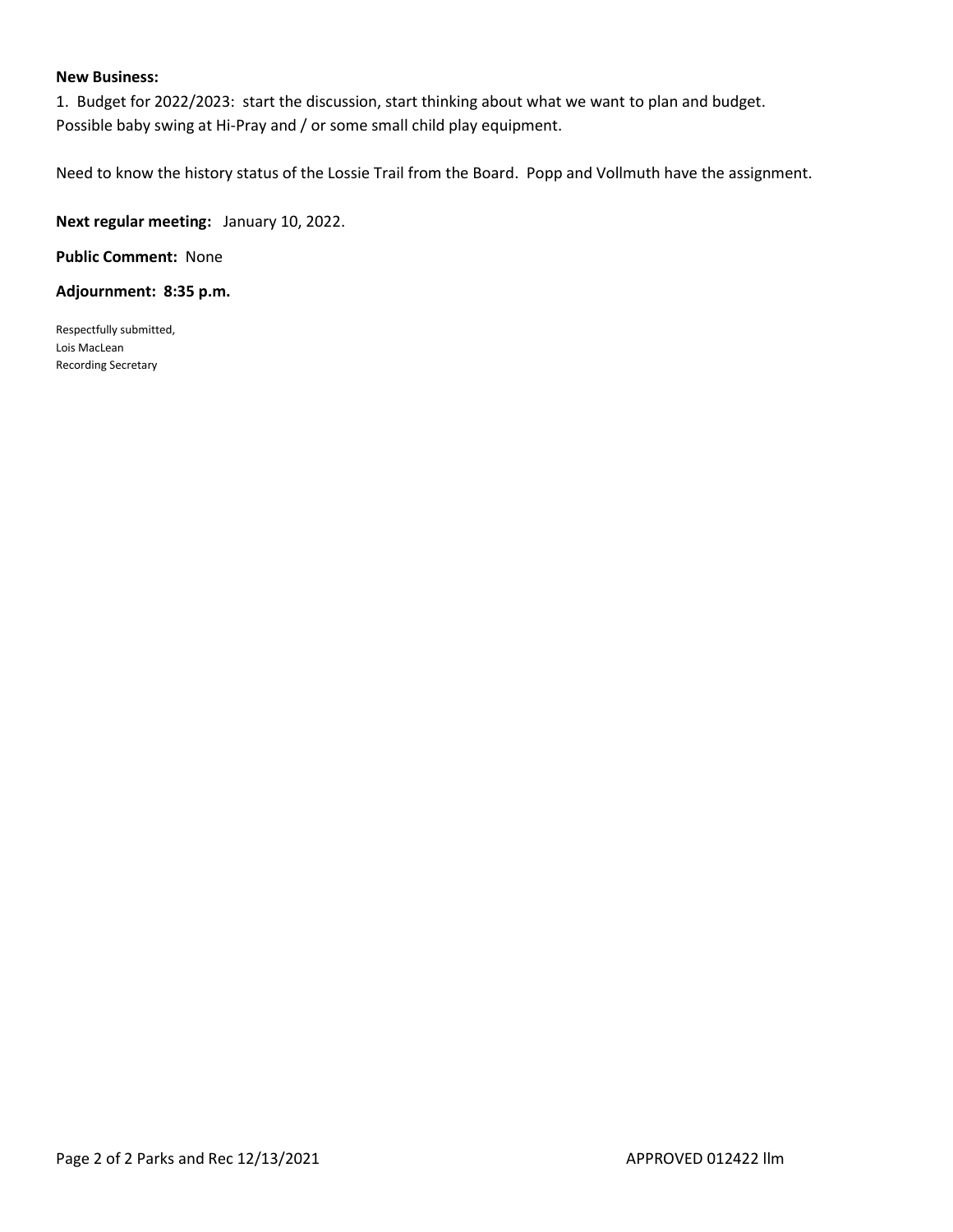**New Business:**

1. Budget for 2022/2023: start the discussion, start thinking about what we want to plan and budget. Possible baby swing at Hi-Pray and / or some small child play equipment.

Need to know the history status of the Lossie Trail from the Board. Popp and Vollmuth have the assignment.

**Next regular meeting:** January 10, 2022.

**Public Comment:** None

**Adjournment: 8:35 p.m.**

Respectfully submitted,
Lois MacLean
Recording Secretary

APPROVED 012422 llm